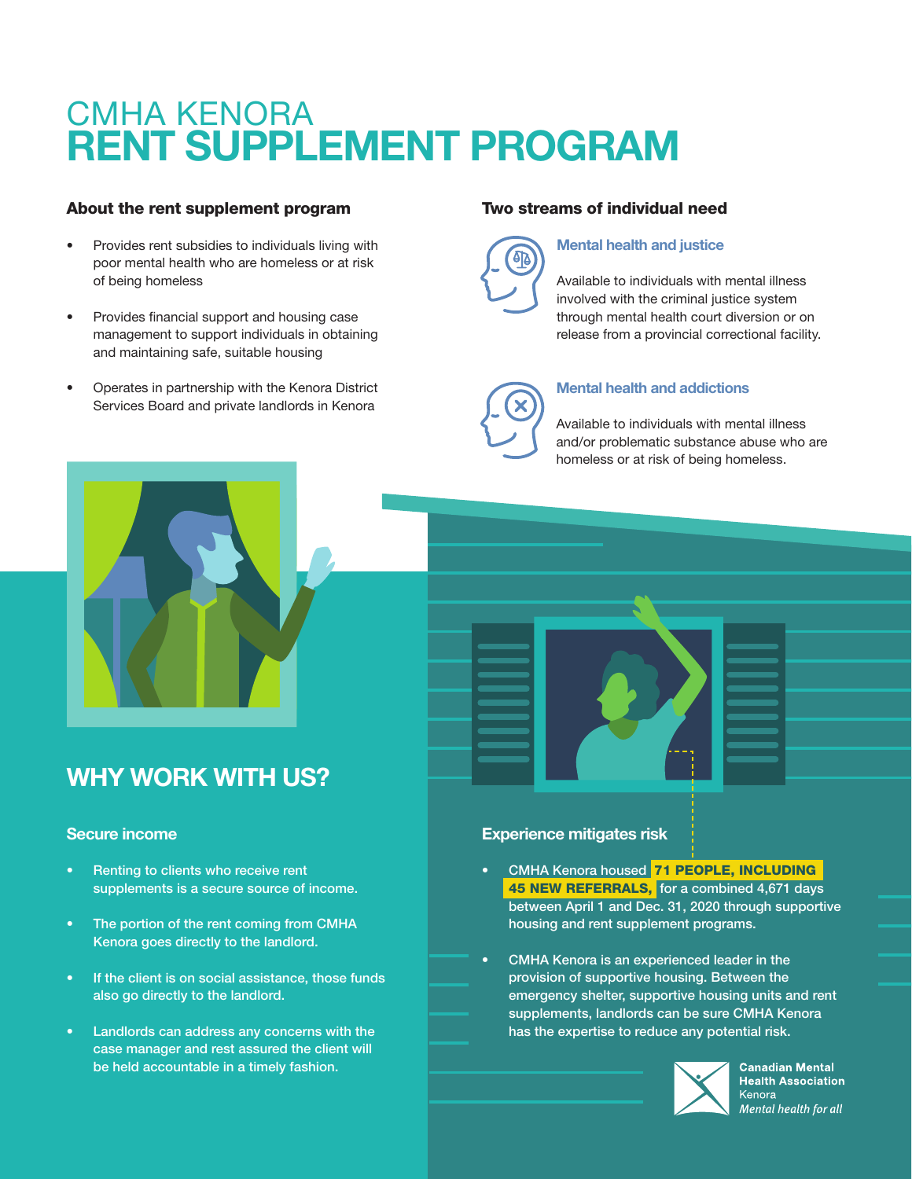# CMHA KENORA
# RENT SUPPLEMENT PROGRAM

### About the rent supplement program

- Provides rent subsidies to individuals living with poor mental health who are homeless or at risk of being homeless
- Provides financial support and housing case management to support individuals in obtaining and maintaining safe, suitable housing
- Operates in partnership with the Kenora District Services Board and private landlords in Kenora

### Two streams of individual need

#### Mental health and justice

Available to individuals with mental illness involved with the criminal justice system through mental health court diversion or on release from a provincial correctional facility.

#### Mental health and addictions

Available to individuals with mental illness and/or problematic substance abuse who are homeless or at risk of being homeless.

## WHY WORK WITH US?

### Secure income

- Renting to clients who receive rent supplements is a secure source of income.
- The portion of the rent coming from CMHA Kenora goes directly to the landlord.
- If the client is on social assistance, those funds also go directly to the landlord.
- Landlords can address any concerns with the case manager and rest assured the client will be held accountable in a timely fashion.

### Experience mitigates risk

- CMHA Kenora housed **71 PEOPLE, INCLUDING 45 NEW REFERRALS,** for a combined 4,671 days between April 1 and Dec. 31, 2020 through supportive housing and rent supplement programs.
- CMHA Kenora is an experienced leader in the provision of supportive housing. Between the emergency shelter, supportive housing units and rent supplements, landlords can be sure CMHA Kenora has the expertise to reduce any potential risk.

**Canadian Mental Health Association**
Kenora
*Mental health for all*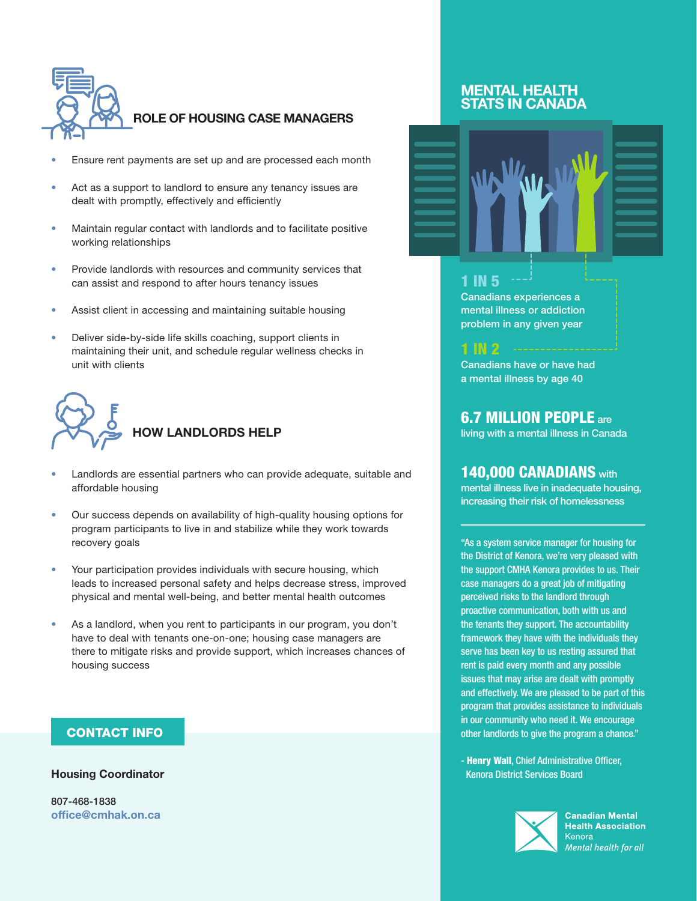## ROLE OF HOUSING CASE MANAGERS

- Ensure rent payments are set up and are processed each month
- Act as a support to landlord to ensure any tenancy issues are dealt with promptly, effectively and efficiently
- Maintain regular contact with landlords and to facilitate positive working relationships
- Provide landlords with resources and community services that can assist and respond to after hours tenancy issues
- Assist client in accessing and maintaining suitable housing
- Deliver side-by-side life skills coaching, support clients in maintaining their unit, and schedule regular wellness checks in unit with clients

## HOW LANDLORDS HELP

- Landlords are essential partners who can provide adequate, suitable and affordable housing
- Our success depends on availability of high-quality housing options for program participants to live in and stabilize while they work towards recovery goals
- Your participation provides individuals with secure housing, which leads to increased personal safety and helps decrease stress, improved physical and mental well-being, and better mental health outcomes
- As a landlord, when you rent to participants in our program, you don't have to deal with tenants one-on-one; housing case managers are there to mitigate risks and provide support, which increases chances of housing success

## CONTACT INFO

**Housing Coordinator**

807-468-1838
office@cmhak.on.ca

## MENTAL HEALTH STATS IN CANADA

**1 IN 5**
Canadians experiences a mental illness or addiction problem in any given year

**1 IN 2**
Canadians have or have had a mental illness by age 40

**6.7 MILLION PEOPLE** are living with a mental illness in Canada

**140,000 CANADIANS** with mental illness live in inadequate housing, increasing their risk of homelessness

"As a system service manager for housing for the District of Kenora, we're very pleased with the support CMHA Kenora provides to us. Their case managers do a great job of mitigating perceived risks to the landlord through proactive communication, both with us and the tenants they support. The accountability framework they have with the individuals they serve has been key to us resting assured that rent is paid every month and any possible issues that may arise are dealt with promptly and effectively. We are pleased to be part of this program that provides assistance to individuals in our community who need it. We encourage other landlords to give the program a chance."

\- **Henry Wall**, Chief Administrative Officer, Kenora District Services Board

**Canadian Mental Health Association**
Kenora
*Mental health for all*